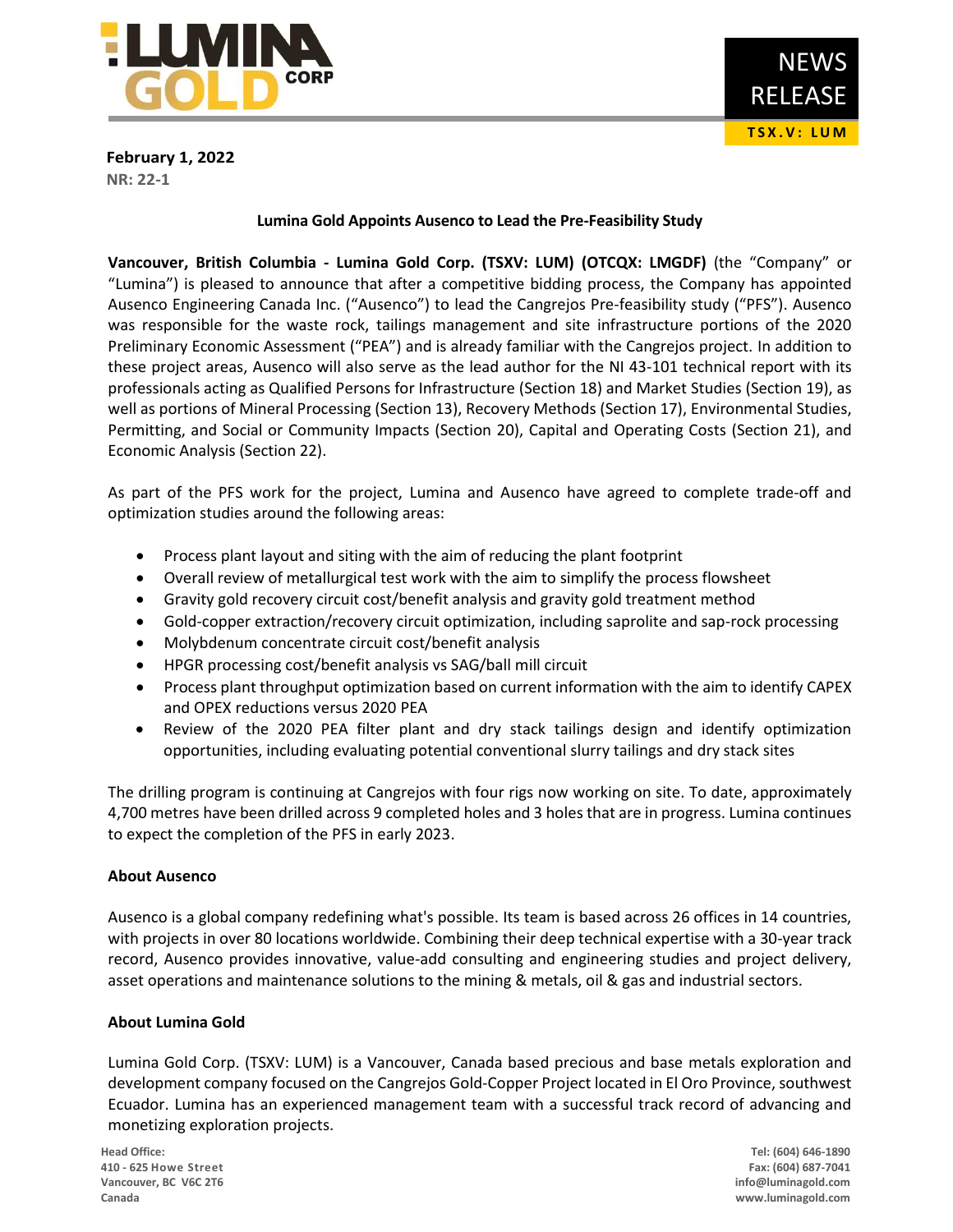**LUMINA GOLD CORP**

**NEWS RELEASE**

**TSX.V: LUM**

**February 1, 2022**
**NR: 22-1**

### Lumina Gold Appoints Ausenco to Lead the Pre-Feasibility Study

**Vancouver, British Columbia - Lumina Gold Corp. (TSXV: LUM) (OTCQX: LMGDF)** (the "Company" or "Lumina") is pleased to announce that after a competitive bidding process, the Company has appointed Ausenco Engineering Canada Inc. ("Ausenco") to lead the Cangrejos Pre-feasibility study ("PFS"). Ausenco was responsible for the waste rock, tailings management and site infrastructure portions of the 2020 Preliminary Economic Assessment ("PEA") and is already familiar with the Cangrejos project. In addition to these project areas, Ausenco will also serve as the lead author for the NI 43-101 technical report with its professionals acting as Qualified Persons for Infrastructure (Section 18) and Market Studies (Section 19), as well as portions of Mineral Processing (Section 13), Recovery Methods (Section 17), Environmental Studies, Permitting, and Social or Community Impacts (Section 20), Capital and Operating Costs (Section 21), and Economic Analysis (Section 22).

As part of the PFS work for the project, Lumina and Ausenco have agreed to complete trade-off and optimization studies around the following areas:

- Process plant layout and siting with the aim of reducing the plant footprint
- Overall review of metallurgical test work with the aim to simplify the process flowsheet
- Gravity gold recovery circuit cost/benefit analysis and gravity gold treatment method
- Gold-copper extraction/recovery circuit optimization, including saprolite and sap-rock processing
- Molybdenum concentrate circuit cost/benefit analysis
- HPGR processing cost/benefit analysis vs SAG/ball mill circuit
- Process plant throughput optimization based on current information with the aim to identify CAPEX and OPEX reductions versus 2020 PEA
- Review of the 2020 PEA filter plant and dry stack tailings design and identify optimization opportunities, including evaluating potential conventional slurry tailings and dry stack sites

The drilling program is continuing at Cangrejos with four rigs now working on site. To date, approximately 4,700 metres have been drilled across 9 completed holes and 3 holes that are in progress. Lumina continues to expect the completion of the PFS in early 2023.

#### About Ausenco

Ausenco is a global company redefining what's possible. Its team is based across 26 offices in 14 countries, with projects in over 80 locations worldwide. Combining their deep technical expertise with a 30-year track record, Ausenco provides innovative, value-add consulting and engineering studies and project delivery, asset operations and maintenance solutions to the mining & metals, oil & gas and industrial sectors.

#### About Lumina Gold

Lumina Gold Corp. (TSXV: LUM) is a Vancouver, Canada based precious and base metals exploration and development company focused on the Cangrejos Gold-Copper Project located in El Oro Province, southwest Ecuador. Lumina has an experienced management team with a successful track record of advancing and monetizing exploration projects.

**Head Office:**
**410 - 625 Howe Street**
**Vancouver, BC V6C 2T6**
**Canada**

**Tel: (604) 646-1890**
**Fax: (604) 687-7041**
**info@luminagold.com**
**www.luminagold.com**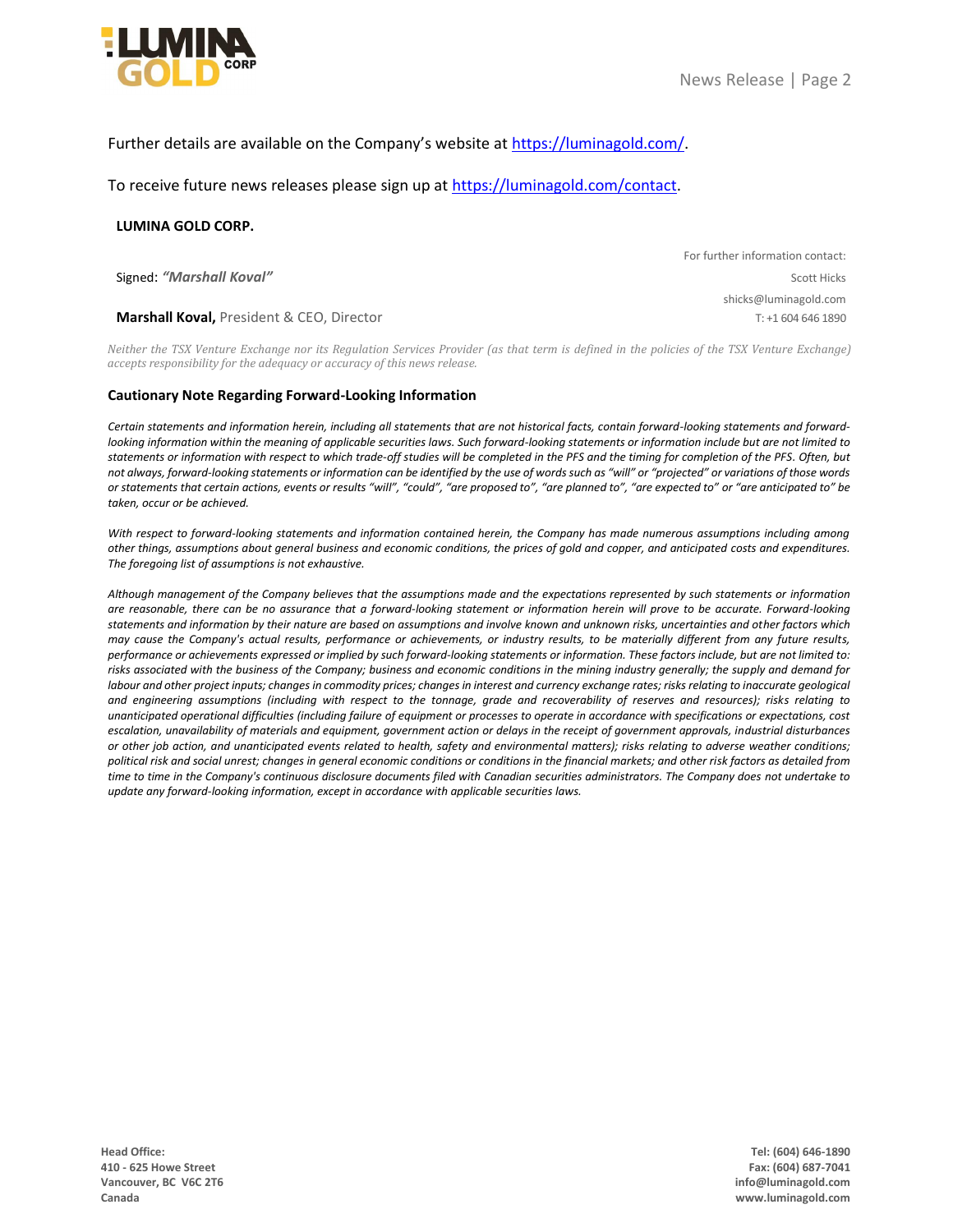Further details are available on the Company's website at [https://luminagold.com/](https://luminagold.com/).

To receive future news releases please sign up at [https://luminagold.com/contact](https://luminagold.com/contact).

**LUMINA GOLD CORP.**

Signed: ***"Marshall Koval"***

**Marshall Koval,** President & CEO, Director

For further information contact:
Scott Hicks
shicks@luminagold.com
T: +1 604 646 1890

*Neither the TSX Venture Exchange nor its Regulation Services Provider (as that term is defined in the policies of the TSX Venture Exchange) accepts responsibility for the adequacy or accuracy of this news release.*

### Cautionary Note Regarding Forward-Looking Information

*Certain statements and information herein, including all statements that are not historical facts, contain forward-looking statements and forward-looking information within the meaning of applicable securities laws. Such forward-looking statements or information include but are not limited to statements or information with respect to which trade-off studies will be completed in the PFS and the timing for completion of the PFS. Often, but not always, forward-looking statements or information can be identified by the use of words such as "will" or "projected" or variations of those words or statements that certain actions, events or results "will", "could", "are proposed to", "are planned to", "are expected to" or "are anticipated to" be taken, occur or be achieved.*

*With respect to forward-looking statements and information contained herein, the Company has made numerous assumptions including among other things, assumptions about general business and economic conditions, the prices of gold and copper, and anticipated costs and expenditures. The foregoing list of assumptions is not exhaustive.*

*Although management of the Company believes that the assumptions made and the expectations represented by such statements or information are reasonable, there can be no assurance that a forward-looking statement or information herein will prove to be accurate. Forward-looking statements and information by their nature are based on assumptions and involve known and unknown risks, uncertainties and other factors which may cause the Company's actual results, performance or achievements, or industry results, to be materially different from any future results, performance or achievements expressed or implied by such forward-looking statements or information. These factors include, but are not limited to: risks associated with the business of the Company; business and economic conditions in the mining industry generally; the supply and demand for labour and other project inputs; changes in commodity prices; changes in interest and currency exchange rates; risks relating to inaccurate geological and engineering assumptions (including with respect to the tonnage, grade and recoverability of reserves and resources); risks relating to unanticipated operational difficulties (including failure of equipment or processes to operate in accordance with specifications or expectations, cost escalation, unavailability of materials and equipment, government action or delays in the receipt of government approvals, industrial disturbances or other job action, and unanticipated events related to health, safety and environmental matters); risks relating to adverse weather conditions; political risk and social unrest; changes in general economic conditions or conditions in the financial markets; and other risk factors as detailed from time to time in the Company's continuous disclosure documents filed with Canadian securities administrators. The Company does not undertake to update any forward-looking information, except in accordance with applicable securities laws.*